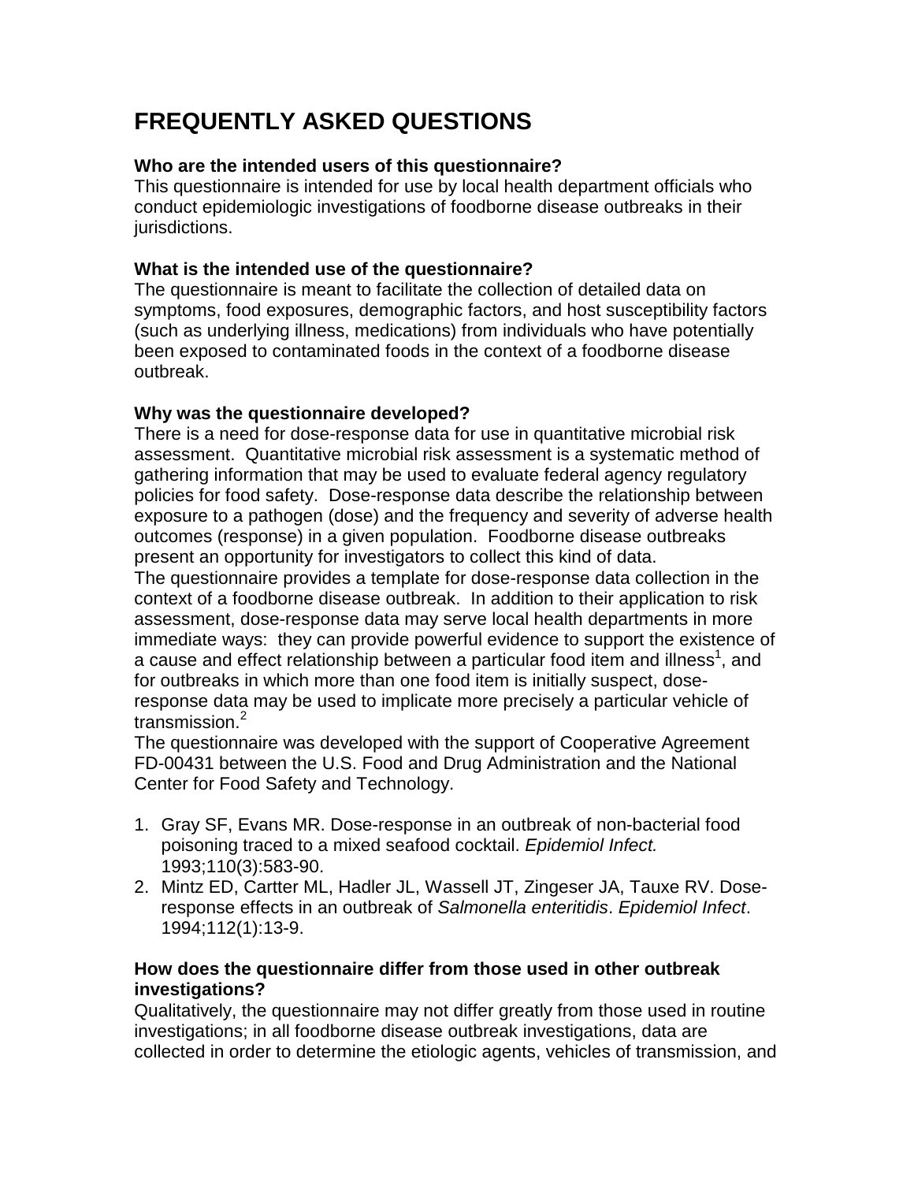# FREQUENTLY ASKED QUESTIONS

**Who are the intended users of this questionnaire?**
This questionnaire is intended for use by local health department officials who conduct epidemiologic investigations of foodborne disease outbreaks in their jurisdictions.

**What is the intended use of the questionnaire?**
The questionnaire is meant to facilitate the collection of detailed data on symptoms, food exposures, demographic factors, and host susceptibility factors (such as underlying illness, medications) from individuals who have potentially been exposed to contaminated foods in the context of a foodborne disease outbreak.

**Why was the questionnaire developed?**
There is a need for dose-response data for use in quantitative microbial risk assessment. Quantitative microbial risk assessment is a systematic method of gathering information that may be used to evaluate federal agency regulatory policies for food safety. Dose-response data describe the relationship between exposure to a pathogen (dose) and the frequency and severity of adverse health outcomes (response) in a given population. Foodborne disease outbreaks present an opportunity for investigators to collect this kind of data.
The questionnaire provides a template for dose-response data collection in the context of a foodborne disease outbreak. In addition to their application to risk assessment, dose-response data may serve local health departments in more immediate ways: they can provide powerful evidence to support the existence of a cause and effect relationship between a particular food item and illness[1], and for outbreaks in which more than one food item is initially suspect, dose-response data may be used to implicate more precisely a particular vehicle of transmission.[2]
The questionnaire was developed with the support of Cooperative Agreement FD-00431 between the U.S. Food and Drug Administration and the National Center for Food Safety and Technology.

1. Gray SF, Evans MR. Dose-response in an outbreak of non-bacterial food poisoning traced to a mixed seafood cocktail. *Epidemiol Infect.* 1993;110(3):583-90.
2. Mintz ED, Cartter ML, Hadler JL, Wassell JT, Zingeser JA, Tauxe RV. Dose-response effects in an outbreak of *Salmonella enteritidis*. *Epidemiol Infect*. 1994;112(1):13-9.

**How does the questionnaire differ from those used in other outbreak investigations?**
Qualitatively, the questionnaire may not differ greatly from those used in routine investigations; in all foodborne disease outbreak investigations, data are collected in order to determine the etiologic agents, vehicles of transmission, and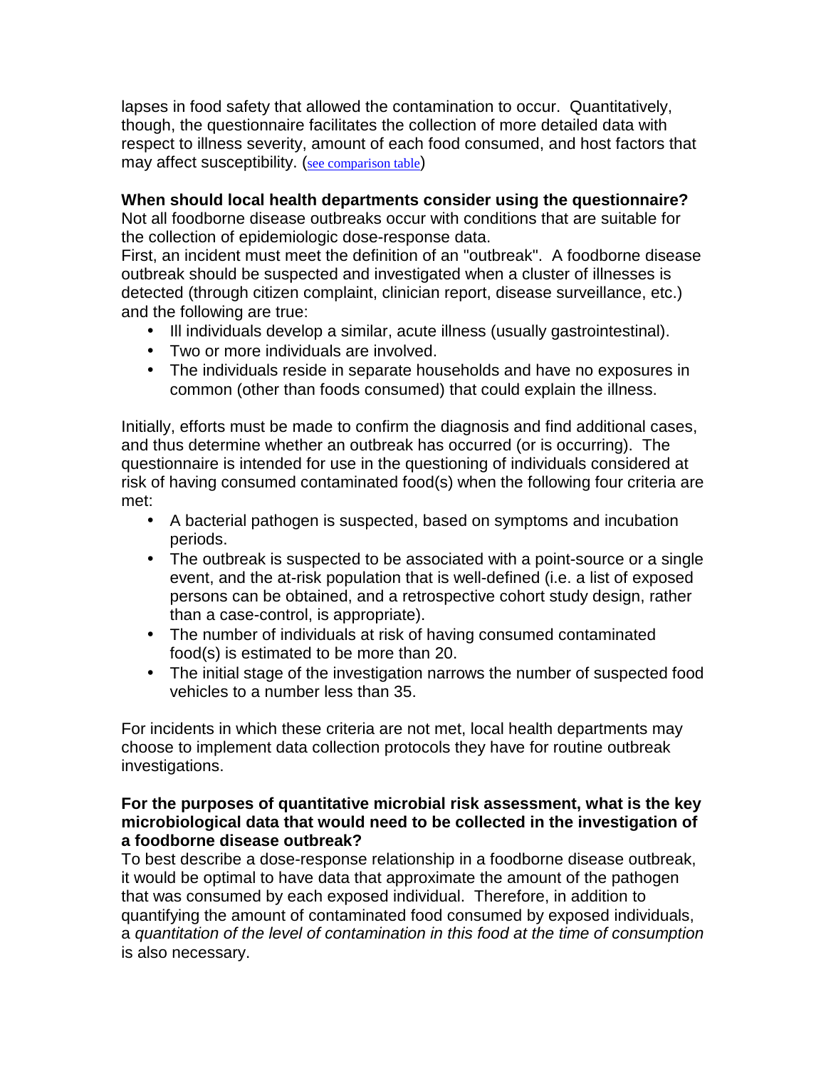lapses in food safety that allowed the contamination to occur. Quantitatively, though, the questionnaire facilitates the collection of more detailed data with respect to illness severity, amount of each food consumed, and host factors that may affect susceptibility. (see comparison table)

**When should local health departments consider using the questionnaire?**
Not all foodborne disease outbreaks occur with conditions that are suitable for the collection of epidemiologic dose-response data.
First, an incident must meet the definition of an "outbreak". A foodborne disease outbreak should be suspected and investigated when a cluster of illnesses is detected (through citizen complaint, clinician report, disease surveillance, etc.) and the following are true:

- Ill individuals develop a similar, acute illness (usually gastrointestinal).
- Two or more individuals are involved.
- The individuals reside in separate households and have no exposures in common (other than foods consumed) that could explain the illness.

Initially, efforts must be made to confirm the diagnosis and find additional cases, and thus determine whether an outbreak has occurred (or is occurring). The questionnaire is intended for use in the questioning of individuals considered at risk of having consumed contaminated food(s) when the following four criteria are met:

- A bacterial pathogen is suspected, based on symptoms and incubation periods.
- The outbreak is suspected to be associated with a point-source or a single event, and the at-risk population that is well-defined (i.e. a list of exposed persons can be obtained, and a retrospective cohort study design, rather than a case-control, is appropriate).
- The number of individuals at risk of having consumed contaminated food(s) is estimated to be more than 20.
- The initial stage of the investigation narrows the number of suspected food vehicles to a number less than 35.

For incidents in which these criteria are not met, local health departments may choose to implement data collection protocols they have for routine outbreak investigations.

**For the purposes of quantitative microbial risk assessment, what is the key microbiological data that would need to be collected in the investigation of a foodborne disease outbreak?**
To best describe a dose-response relationship in a foodborne disease outbreak, it would be optimal to have data that approximate the amount of the pathogen that was consumed by each exposed individual. Therefore, in addition to quantifying the amount of contaminated food consumed by exposed individuals, a *quantitation of the level of contamination in this food at the time of consumption* is also necessary.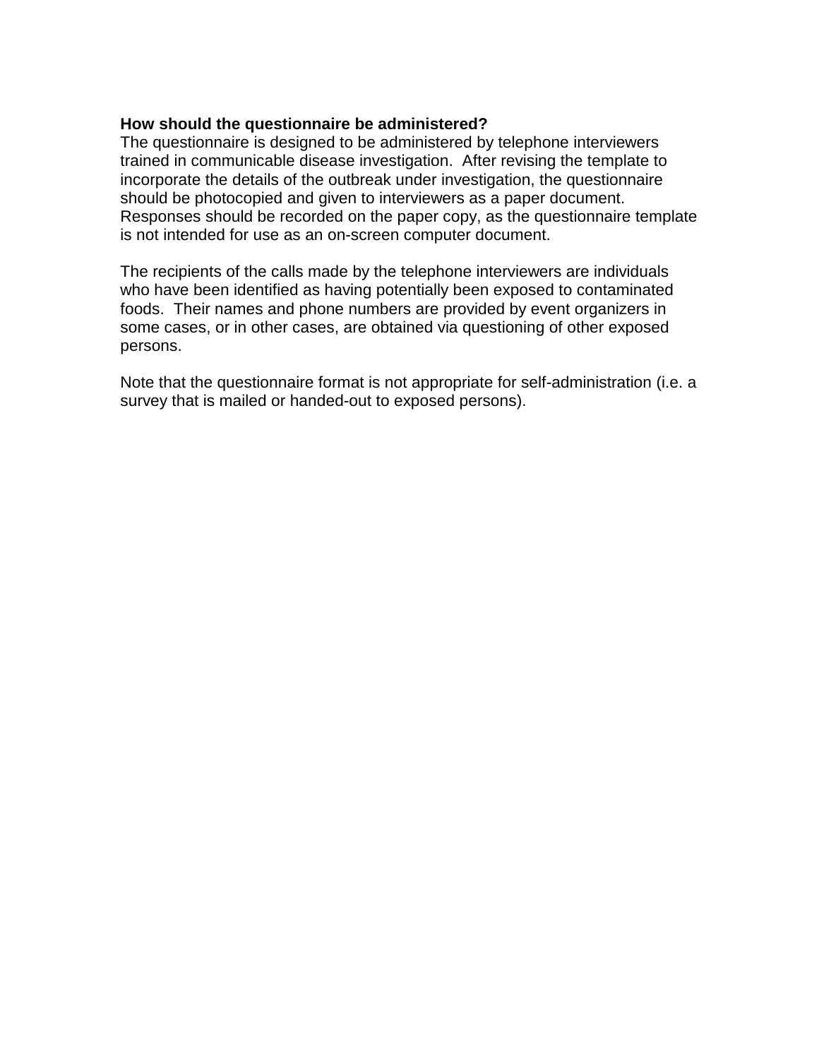**How should the questionnaire be administered?**
The questionnaire is designed to be administered by telephone interviewers trained in communicable disease investigation. After revising the template to incorporate the details of the outbreak under investigation, the questionnaire should be photocopied and given to interviewers as a paper document. Responses should be recorded on the paper copy, as the questionnaire template is not intended for use as an on-screen computer document.

The recipients of the calls made by the telephone interviewers are individuals who have been identified as having potentially been exposed to contaminated foods. Their names and phone numbers are provided by event organizers in some cases, or in other cases, are obtained via questioning of other exposed persons.

Note that the questionnaire format is not appropriate for self-administration (i.e. a survey that is mailed or handed-out to exposed persons).